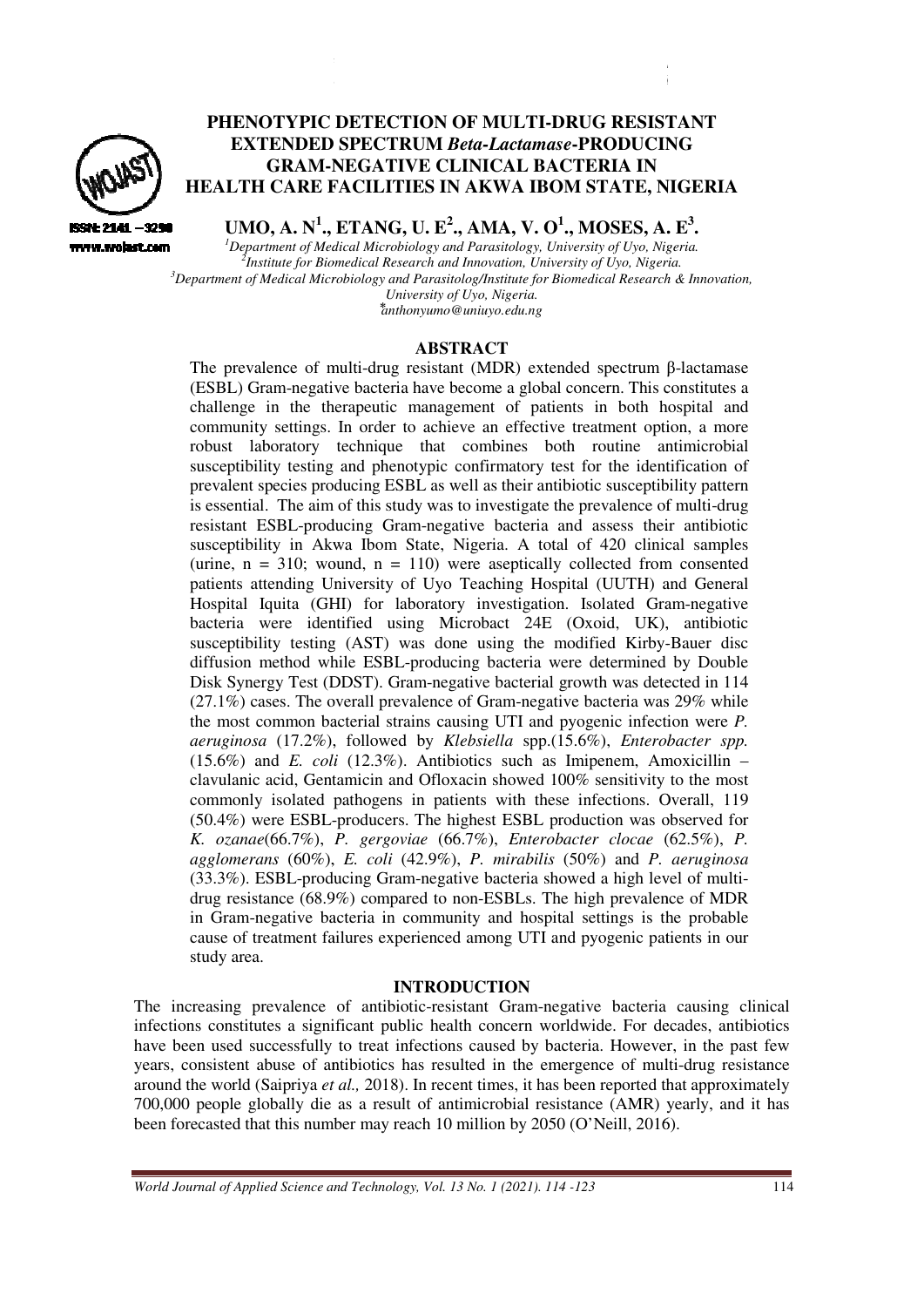# PHENOTYPIC DETECTION OF MULTI-DRUG RESISTANT EXTENDED SPECTRUM *Beta-Lactamase*-PRODUCING GRAM-NEGATIVE CLINICAL BACTERIA IN HEALTH CARE FACILITIES IN AKWA IBOM STATE, NIGERIA

ISSN: 2141 – 3290
www.wojast.com

**UMO, A. N[1]., ETANG, U. E[2]., AMA, V. O[1]., MOSES, A. E[3].**

[1]Department of Medical Microbiology and Parasitology, University of Uyo, Nigeria.
[2]Institute for Biomedical Research and Innovation, University of Uyo, Nigeria.
[3]Department of Medical Microbiology and Parasitolog/Institute for Biomedical Research & Innovation, University of Uyo, Nigeria.
*anthonyumo@uniuyo.edu.ng

## ABSTRACT

The prevalence of multi-drug resistant (MDR) extended spectrum β-lactamase (ESBL) Gram-negative bacteria have become a global concern. This constitutes a challenge in the therapeutic management of patients in both hospital and community settings. In order to achieve an effective treatment option, a more robust laboratory technique that combines both routine antimicrobial susceptibility testing and phenotypic confirmatory test for the identification of prevalent species producing ESBL as well as their antibiotic susceptibility pattern is essential. The aim of this study was to investigate the prevalence of multi-drug resistant ESBL-producing Gram-negative bacteria and assess their antibiotic susceptibility in Akwa Ibom State, Nigeria. A total of 420 clinical samples (urine, n = 310; wound, n = 110) were aseptically collected from consented patients attending University of Uyo Teaching Hospital (UUTH) and General Hospital Iquita (GHI) for laboratory investigation. Isolated Gram-negative bacteria were identified using Microbact 24E (Oxoid, UK), antibiotic susceptibility testing (AST) was done using the modified Kirby-Bauer disc diffusion method while ESBL-producing bacteria were determined by Double Disk Synergy Test (DDST). Gram-negative bacterial growth was detected in 114 (27.1%) cases. The overall prevalence of Gram-negative bacteria was 29% while the most common bacterial strains causing UTI and pyogenic infection were *P. aeruginosa* (17.2%), followed by *Klebsiella* spp.(15.6%), *Enterobacter spp.* (15.6%) and *E. coli* (12.3%). Antibiotics such as Imipenem, Amoxicillin – clavulanic acid, Gentamicin and Ofloxacin showed 100% sensitivity to the most commonly isolated pathogens in patients with these infections. Overall, 119 (50.4%) were ESBL-producers. The highest ESBL production was observed for *K. ozanae*(66.7%), *P. gergoviae* (66.7%), *Enterobacter clocae* (62.5%), *P. agglomerans* (60%), *E. coli* (42.9%), *P. mirabilis* (50%) and *P. aeruginosa* (33.3%). ESBL-producing Gram-negative bacteria showed a high level of multi-drug resistance (68.9%) compared to non-ESBLs. The high prevalence of MDR in Gram-negative bacteria in community and hospital settings is the probable cause of treatment failures experienced among UTI and pyogenic patients in our study area.

## INTRODUCTION

The increasing prevalence of antibiotic-resistant Gram-negative bacteria causing clinical infections constitutes a significant public health concern worldwide. For decades, antibiotics have been used successfully to treat infections caused by bacteria. However, in the past few years, consistent abuse of antibiotics has resulted in the emergence of multi-drug resistance around the world (Saipriya *et al.,* 2018). In recent times, it has been reported that approximately 700,000 people globally die as a result of antimicrobial resistance (AMR) yearly, and it has been forecasted that this number may reach 10 million by 2050 (O'Neill, 2016).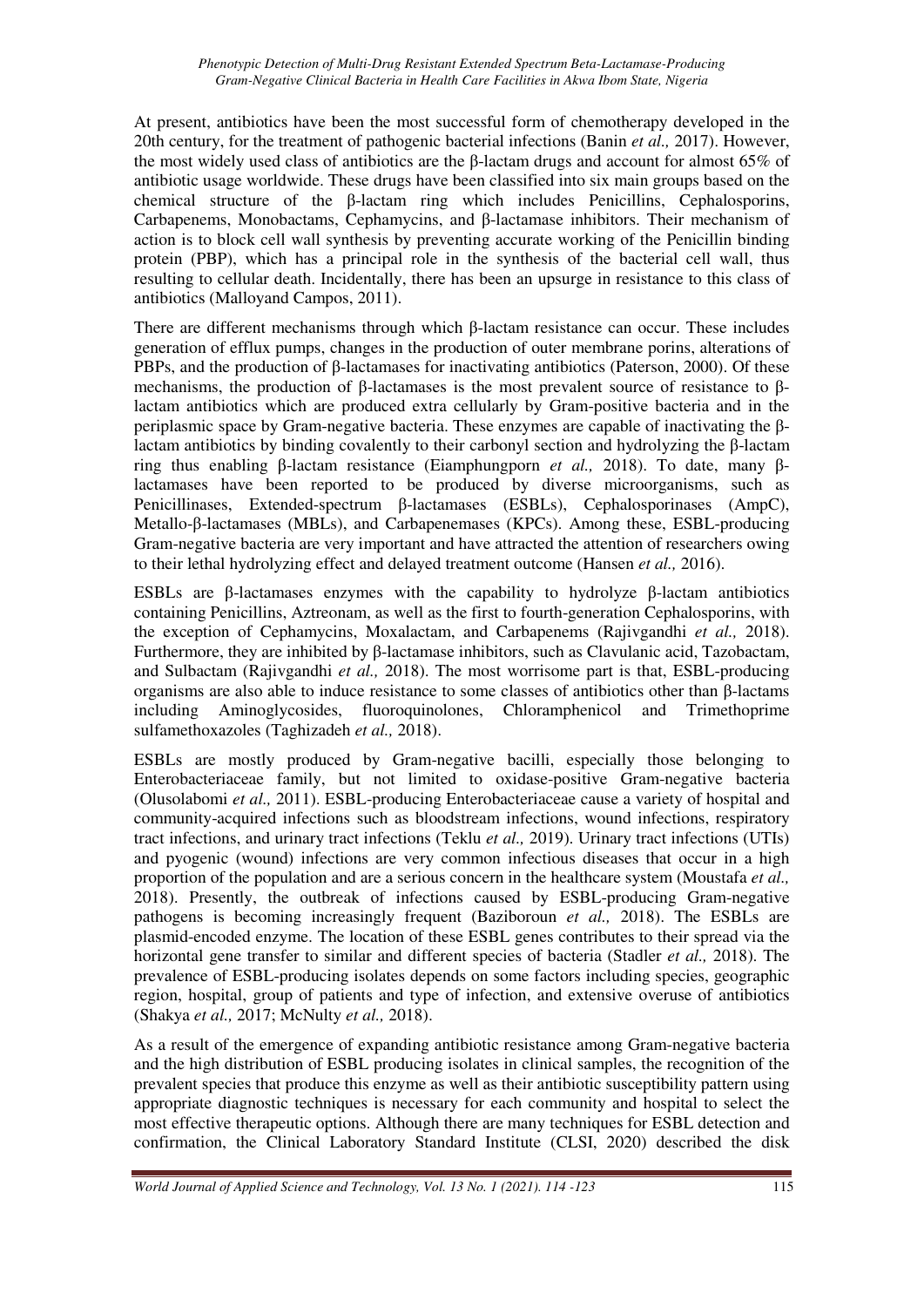At present, antibiotics have been the most successful form of chemotherapy developed in the 20th century, for the treatment of pathogenic bacterial infections (Banin *et al.,* 2017). However, the most widely used class of antibiotics are the β-lactam drugs and account for almost 65% of antibiotic usage worldwide. These drugs have been classified into six main groups based on the chemical structure of the β-lactam ring which includes Penicillins, Cephalosporins, Carbapenems, Monobactams, Cephamycins, and β-lactamase inhibitors. Their mechanism of action is to block cell wall synthesis by preventing accurate working of the Penicillin binding protein (PBP), which has a principal role in the synthesis of the bacterial cell wall, thus resulting to cellular death. Incidentally, there has been an upsurge in resistance to this class of antibiotics (Malloyand Campos, 2011).

There are different mechanisms through which β-lactam resistance can occur. These includes generation of efflux pumps, changes in the production of outer membrane porins, alterations of PBPs, and the production of β-lactamases for inactivating antibiotics (Paterson, 2000). Of these mechanisms, the production of β-lactamases is the most prevalent source of resistance to β-lactam antibiotics which are produced extra cellularly by Gram-positive bacteria and in the periplasmic space by Gram-negative bacteria. These enzymes are capable of inactivating the β-lactam antibiotics by binding covalently to their carbonyl section and hydrolyzing the β-lactam ring thus enabling β-lactam resistance (Eiamphungporn *et al.,* 2018). To date, many β-lactamases have been reported to be produced by diverse microorganisms, such as Penicillinases, Extended-spectrum β-lactamases (ESBLs), Cephalosporinases (AmpC), Metallo-β-lactamases (MBLs), and Carbapenemases (KPCs). Among these, ESBL-producing Gram-negative bacteria are very important and have attracted the attention of researchers owing to their lethal hydrolyzing effect and delayed treatment outcome (Hansen *et al.,* 2016).

ESBLs are β-lactamases enzymes with the capability to hydrolyze β-lactam antibiotics containing Penicillins, Aztreonam, as well as the first to fourth-generation Cephalosporins, with the exception of Cephamycins, Moxalactam, and Carbapenems (Rajivgandhi *et al.,* 2018). Furthermore, they are inhibited by β-lactamase inhibitors, such as Clavulanic acid, Tazobactam, and Sulbactam (Rajivgandhi *et al.,* 2018). The most worrisome part is that, ESBL-producing organisms are also able to induce resistance to some classes of antibiotics other than β-lactams including Aminoglycosides, fluoroquinolones, Chloramphenicol and Trimethoprime sulfamethoxazoles (Taghizadeh *et al.,* 2018).

ESBLs are mostly produced by Gram-negative bacilli, especially those belonging to Enterobacteriaceae family, but not limited to oxidase-positive Gram-negative bacteria (Olusolabomi *et al.,* 2011). ESBL-producing Enterobacteriaceae cause a variety of hospital and community-acquired infections such as bloodstream infections, wound infections, respiratory tract infections, and urinary tract infections (Teklu *et al.,* 2019). Urinary tract infections (UTIs) and pyogenic (wound) infections are very common infectious diseases that occur in a high proportion of the population and are a serious concern in the healthcare system (Moustafa *et al.,* 2018). Presently, the outbreak of infections caused by ESBL-producing Gram-negative pathogens is becoming increasingly frequent (Baziboroun *et al.,* 2018). The ESBLs are plasmid-encoded enzyme. The location of these ESBL genes contributes to their spread via the horizontal gene transfer to similar and different species of bacteria (Stadler *et al.,* 2018). The prevalence of ESBL-producing isolates depends on some factors including species, geographic region, hospital, group of patients and type of infection, and extensive overuse of antibiotics (Shakya *et al.,* 2017; McNulty *et al.,* 2018).

As a result of the emergence of expanding antibiotic resistance among Gram-negative bacteria and the high distribution of ESBL producing isolates in clinical samples, the recognition of the prevalent species that produce this enzyme as well as their antibiotic susceptibility pattern using appropriate diagnostic techniques is necessary for each community and hospital to select the most effective therapeutic options. Although there are many techniques for ESBL detection and confirmation, the Clinical Laboratory Standard Institute (CLSI, 2020) described the disk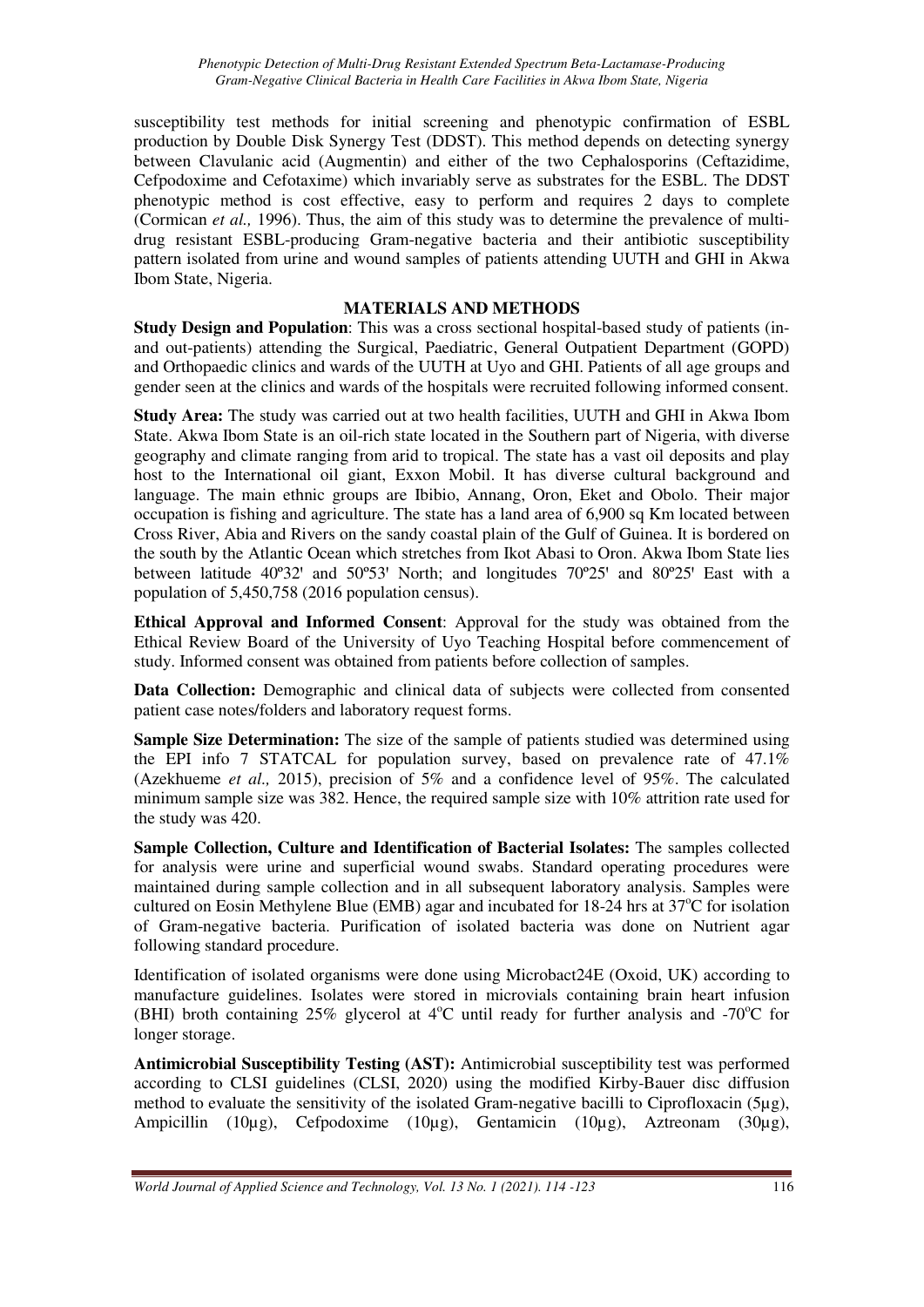susceptibility test methods for initial screening and phenotypic confirmation of ESBL production by Double Disk Synergy Test (DDST). This method depends on detecting synergy between Clavulanic acid (Augmentin) and either of the two Cephalosporins (Ceftazidime, Cefpodoxime and Cefotaxime) which invariably serve as substrates for the ESBL. The DDST phenotypic method is cost effective, easy to perform and requires 2 days to complete (Cormican *et al.,* 1996). Thus, the aim of this study was to determine the prevalence of multi-drug resistant ESBL-producing Gram-negative bacteria and their antibiotic susceptibility pattern isolated from urine and wound samples of patients attending UUTH and GHI in Akwa Ibom State, Nigeria.

## MATERIALS AND METHODS

**Study Design and Population**: This was a cross sectional hospital-based study of patients (in-and out-patients) attending the Surgical, Paediatric, General Outpatient Department (GOPD) and Orthopaedic clinics and wards of the UUTH at Uyo and GHI. Patients of all age groups and gender seen at the clinics and wards of the hospitals were recruited following informed consent.

**Study Area:** The study was carried out at two health facilities, UUTH and GHI in Akwa Ibom State. Akwa Ibom State is an oil-rich state located in the Southern part of Nigeria, with diverse geography and climate ranging from arid to tropical. The state has a vast oil deposits and play host to the International oil giant, Exxon Mobil. It has diverse cultural background and language. The main ethnic groups are Ibibio, Annang, Oron, Eket and Obolo. Their major occupation is fishing and agriculture. The state has a land area of 6,900 sq Km located between Cross River, Abia and Rivers on the sandy coastal plain of the Gulf of Guinea. It is bordered on the south by the Atlantic Ocean which stretches from Ikot Abasi to Oron. Akwa Ibom State lies between latitude 40º32' and 50º53' North; and longitudes 70º25' and 80º25' East with a population of 5,450,758 (2016 population census).

**Ethical Approval and Informed Consent**: Approval for the study was obtained from the Ethical Review Board of the University of Uyo Teaching Hospital before commencement of study. Informed consent was obtained from patients before collection of samples.

**Data Collection:** Demographic and clinical data of subjects were collected from consented patient case notes/folders and laboratory request forms.

**Sample Size Determination:** The size of the sample of patients studied was determined using the EPI info 7 STATCAL for population survey, based on prevalence rate of 47.1% (Azekhueme *et al.,* 2015), precision of 5% and a confidence level of 95%. The calculated minimum sample size was 382. Hence, the required sample size with 10% attrition rate used for the study was 420.

**Sample Collection, Culture and Identification of Bacterial Isolates:** The samples collected for analysis were urine and superficial wound swabs. Standard operating procedures were maintained during sample collection and in all subsequent laboratory analysis. Samples were cultured on Eosin Methylene Blue (EMB) agar and incubated for 18-24 hrs at 37°C for isolation of Gram-negative bacteria. Purification of isolated bacteria was done on Nutrient agar following standard procedure.

Identification of isolated organisms were done using Microbact24E (Oxoid, UK) according to manufacture guidelines. Isolates were stored in microvials containing brain heart infusion (BHI) broth containing 25% glycerol at 4°C until ready for further analysis and -70°C for longer storage.

**Antimicrobial Susceptibility Testing (AST):** Antimicrobial susceptibility test was performed according to CLSI guidelines (CLSI, 2020) using the modified Kirby-Bauer disc diffusion method to evaluate the sensitivity of the isolated Gram-negative bacilli to Ciprofloxacin (5µg), Ampicillin (10µg), Cefpodoxime (10µg), Gentamicin (10µg), Aztreonam (30µg),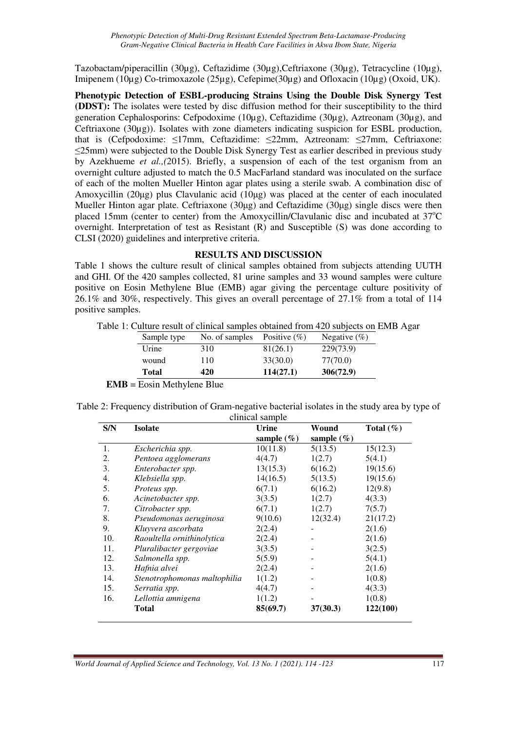Tazobactam/piperacillin (30µg), Ceftazidime (30µg),Ceftriaxone (30µg), Tetracycline (10µg), Imipenem (10µg) Co-trimoxazole (25µg), Cefepime(30µg) and Ofloxacin (10µg) (Oxoid, UK).

**Phenotypic Detection of ESBL-producing Strains Using the Double Disk Synergy Test (DDST):** The isolates were tested by disc diffusion method for their susceptibility to the third generation Cephalosporins: Cefpodoxime (10µg), Ceftazidime (30µg), Aztreonam (30µg), and Ceftriaxone (30µg)). Isolates with zone diameters indicating suspicion for ESBL production, that is (Cefpodoxime: ≤17mm, Ceftazidime: ≤22mm, Aztreonam: ≤27mm, Ceftriaxone: ≤25mm) were subjected to the Double Disk Synergy Test as earlier described in previous study by Azekhueme *et al.,(*2015). Briefly, a suspension of each of the test organism from an overnight culture adjusted to match the 0.5 MacFarland standard was inoculated on the surface of each of the molten Mueller Hinton agar plates using a sterile swab. A combination disc of Amoxycillin (20µg) plus Clavulanic acid (10µg) was placed at the center of each inoculated Mueller Hinton agar plate. Ceftriaxone (30µg) and Ceftazidime (30µg) single discs were then placed 15mm (center to center) from the Amoxycillin/Clavulanic disc and incubated at 37°C overnight. Interpretation of test as Resistant (R) and Susceptible (S) was done according to CLSI (2020) guidelines and interpretive criteria.

## RESULTS AND DISCUSSION

Table 1 shows the culture result of clinical samples obtained from subjects attending UUTH and GHI. Of the 420 samples collected, 81 urine samples and 33 wound samples were culture positive on Eosin Methylene Blue (EMB) agar giving the percentage culture positivity of 26.1% and 30%, respectively. This gives an overall percentage of 27.1% from a total of 114 positive samples.

Table 1: Culture result of clinical samples obtained from 420 subjects on EMB Agar

| Sample type | No. of samples | Positive (%) | Negative (%) |
|---|---|---|---|
| Urine | 310 | 81(26.1) | 229(73.9) |
| wound | 110 | 33(30.0) | 77(70.0) |
| **Total** | **420** | **114(27.1)** | **306(72.9)** |

**EMB** = Eosin Methylene Blue

Table 2: Frequency distribution of Gram-negative bacterial isolates in the study area by type of clinical sample

| S/N | Isolate | Urine sample (%) | Wound sample (%) | Total (%) |
|---|---|---|---|---|
| 1. | *Escherichia spp.* | 10(11.8) | 5(13.5) | 15(12.3) |
| 2. | *Pentoea agglomerans* | 4(4.7) | 1(2.7) | 5(4.1) |
| 3. | *Enterobacter spp.* | 13(15.3) | 6(16.2) | 19(15.6) |
| 4. | *Klebsiella spp.* | 14(16.5) | 5(13.5) | 19(15.6) |
| 5. | *Proteus spp.* | 6(7.1) | 6(16.2) | 12(9.8) |
| 6. | *Acinetobacter spp.* | 3(3.5) | 1(2.7) | 4(3.3) |
| 7. | *Citrobacter spp.* | 6(7.1) | 1(2.7) | 7(5.7) |
| 8. | *Pseudomonas aeruginosa* | 9(10.6) | 12(32.4) | 21(17.2) |
| 9. | *Kluyvera ascorbata* | 2(2.4) | - | 2(1.6) |
| 10. | *Raoultella ornithinolytica* | 2(2.4) | - | 2(1.6) |
| 11. | *Pluralibacter gergoviae* | 3(3.5) | - | 3(2.5) |
| 12. | *Salmonella spp.* | 5(5.9) | - | 5(4.1) |
| 13. | *Hafnia alvei* | 2(2.4) | - | 2(1.6) |
| 14. | *Stenotrophomonas maltophilia* | 1(1.2) | - | 1(0.8) |
| 15. | *Serratia spp.* | 4(4.7) | - | 4(3.3) |
| 16. | *Lellottia amnigena* | 1(1.2) | - | 1(0.8) |
| | **Total** | **85(69.7)** | **37(30.3)** | **122(100)** |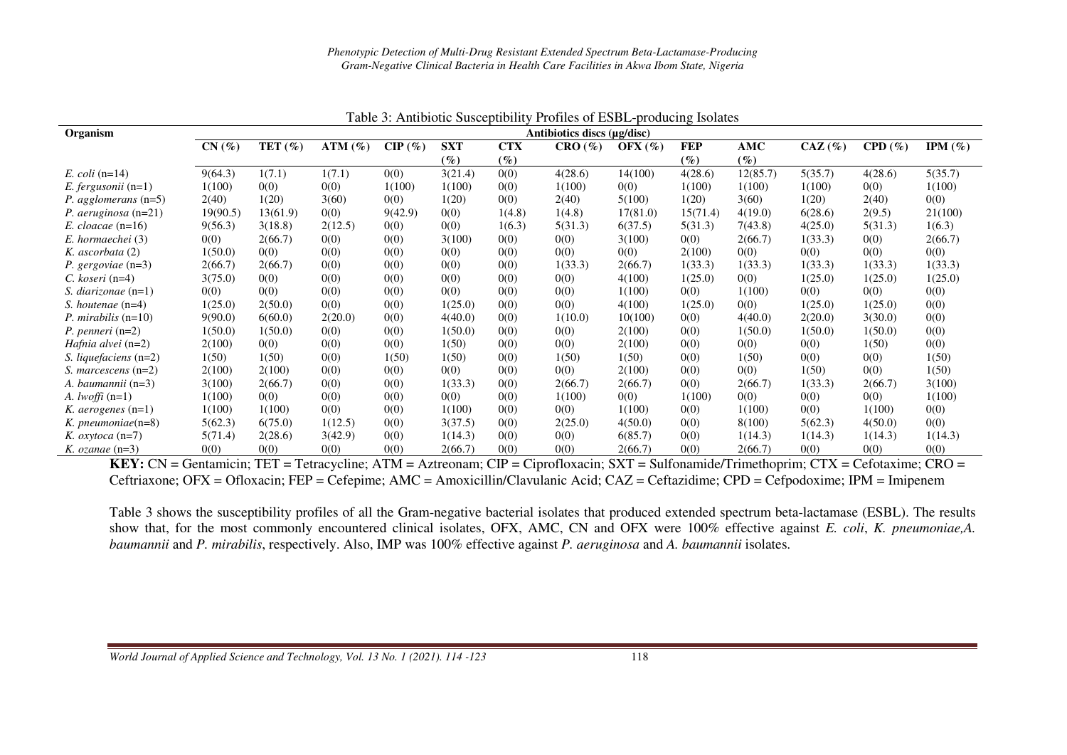Table 3: Antibiotic Susceptibility Profiles of ESBL-producing Isolates

| Organism | Antibiotics discs (µg/disc) | | | | | | | | | | | | |
|---|---|---|---|---|---|---|---|---|---|---|---|---|---|
| | CN (%) | TET (%) | ATM (%) | CIP (%) | SXT (%) | CTX (%) | CRO (%) | OFX (%) | FEP (%) | AMC (%) | CAZ (%) | CPD (%) | IPM (%) |
| *E. coli* (n=14) | 9(64.3) | 1(7.1) | 1(7.1) | 0(0) | 3(21.4) | 0(0) | 4(28.6) | 14(100) | 4(28.6) | 12(85.7) | 5(35.7) | 4(28.6) | 5(35.7) |
| *E. fergusonii* (n=1) | 1(100) | 0(0) | 0(0) | 1(100) | 1(100) | 0(0) | 1(100) | 0(0) | 1(100) | 1(100) | 1(100) | 0(0) | 1(100) |
| *P. agglomerans* (n=5) | 2(40) | 1(20) | 3(60) | 0(0) | 1(20) | 0(0) | 2(40) | 5(100) | 1(20) | 3(60) | 1(20) | 2(40) | 0(0) |
| *P. aeruginosa* (n=21) | 19(90.5) | 13(61.9) | 0(0) | 9(42.9) | 0(0) | 1(4.8) | 1(4.8) | 17(81.0) | 15(71.4) | 4(19.0) | 6(28.6) | 2(9.5) | 21(100) |
| *E. cloacae* (n=16) | 9(56.3) | 3(18.8) | 2(12.5) | 0(0) | 0(0) | 1(6.3) | 5(31.3) | 6(37.5) | 5(31.3) | 7(43.8) | 4(25.0) | 5(31.3) | 1(6.3) |
| *E. hormaechei* (3) | 0(0) | 2(66.7) | 0(0) | 0(0) | 3(100) | 0(0) | 0(0) | 3(100) | 0(0) | 2(66.7) | 1(33.3) | 0(0) | 2(66.7) |
| *K. ascorbata* (2) | 1(50.0) | 0(0) | 0(0) | 0(0) | 0(0) | 0(0) | 0(0) | 0(0) | 2(100) | 0(0) | 0(0) | 0(0) | 0(0) |
| *P. gergoviae* (n=3) | 2(66.7) | 2(66.7) | 0(0) | 0(0) | 0(0) | 0(0) | 1(33.3) | 2(66.7) | 1(33.3) | 1(33.3) | 1(33.3) | 1(33.3) | 1(33.3) |
| *C. koseri* (n=4) | 3(75.0) | 0(0) | 0(0) | 0(0) | 0(0) | 0(0) | 0(0) | 4(100) | 1(25.0) | 0(0) | 1(25.0) | 1(25.0) | 1(25.0) |
| *S. diarizonae* (n=1) | 0(0) | 0(0) | 0(0) | 0(0) | 0(0) | 0(0) | 0(0) | 1(100) | 0(0) | 1(100) | 0(0) | 0(0) | 0(0) |
| *S. houtenae* (n=4) | 1(25.0) | 2(50.0) | 0(0) | 0(0) | 1(25.0) | 0(0) | 0(0) | 4(100) | 1(25.0) | 0(0) | 1(25.0) | 1(25.0) | 0(0) |
| *P. mirabilis* (n=10) | 9(90.0) | 6(60.0) | 2(20.0) | 0(0) | 4(40.0) | 0(0) | 1(10.0) | 10(100) | 0(0) | 4(40.0) | 2(20.0) | 3(30.0) | 0(0) |
| *P. penneri* (n=2) | 1(50.0) | 1(50.0) | 0(0) | 0(0) | 1(50.0) | 0(0) | 0(0) | 2(100) | 0(0) | 1(50.0) | 1(50.0) | 1(50.0) | 0(0) |
| *Hafnia alvei* (n=2) | 2(100) | 0(0) | 0(0) | 0(0) | 1(50) | 0(0) | 0(0) | 2(100) | 0(0) | 0(0) | 0(0) | 1(50) | 0(0) |
| *S. liquefaciens* (n=2) | 1(50) | 1(50) | 0(0) | 1(50) | 1(50) | 0(0) | 1(50) | 1(50) | 0(0) | 1(50) | 0(0) | 0(0) | 1(50) |
| *S. marcescens* (n=2) | 2(100) | 2(100) | 0(0) | 0(0) | 0(0) | 0(0) | 0(0) | 2(100) | 0(0) | 0(0) | 1(50) | 0(0) | 1(50) |
| *A. baumannii* (n=3) | 3(100) | 2(66.7) | 0(0) | 0(0) | 1(33.3) | 0(0) | 2(66.7) | 2(66.7) | 0(0) | 2(66.7) | 1(33.3) | 2(66.7) | 3(100) |
| *A. lwoffi* (n=1) | 1(100) | 0(0) | 0(0) | 0(0) | 0(0) | 0(0) | 1(100) | 0(0) | 1(100) | 0(0) | 0(0) | 0(0) | 1(100) |
| *K. aerogenes* (n=1) | 1(100) | 1(100) | 0(0) | 0(0) | 1(100) | 0(0) | 0(0) | 1(100) | 0(0) | 1(100) | 0(0) | 1(100) | 0(0) |
| *K. pneumoniae*(n=8) | 5(62.3) | 6(75.0) | 1(12.5) | 0(0) | 3(37.5) | 0(0) | 2(25.0) | 4(50.0) | 0(0) | 8(100) | 5(62.3) | 4(50.0) | 0(0) |
| *K. oxytoca* (n=7) | 5(71.4) | 2(28.6) | 3(42.9) | 0(0) | 1(14.3) | 0(0) | 0(0) | 6(85.7) | 0(0) | 1(14.3) | 1(14.3) | 1(14.3) | 1(14.3) |
| *K. ozanae* (n=3) | 0(0) | 0(0) | 0(0) | 0(0) | 2(66.7) | 0(0) | 0(0) | 2(66.7) | 0(0) | 2(66.7) | 0(0) | 0(0) | 0(0) |

**KEY:** CN = Gentamicin; TET = Tetracycline; ATM = Aztreonam; CIP = Ciprofloxacin; SXT = Sulfonamide/Trimethoprim; CTX = Cefotaxime; CRO = Ceftriaxone; OFX = Ofloxacin; FEP = Cefepime; AMC = Amoxicillin/Clavulanic Acid; CAZ = Ceftazidime; CPD = Cefpodoxime; IPM = Imipenem

Table 3 shows the susceptibility profiles of all the Gram-negative bacterial isolates that produced extended spectrum beta-lactamase (ESBL). The results show that, for the most commonly encountered clinical isolates, OFX, AMC, CN and OFX were 100% effective against *E. coli*, *K. pneumoniae*, *A. baumannii* and *P. mirabilis*, respectively. Also, IMP was 100% effective against *P. aeruginosa* and *A. baumannii* isolates.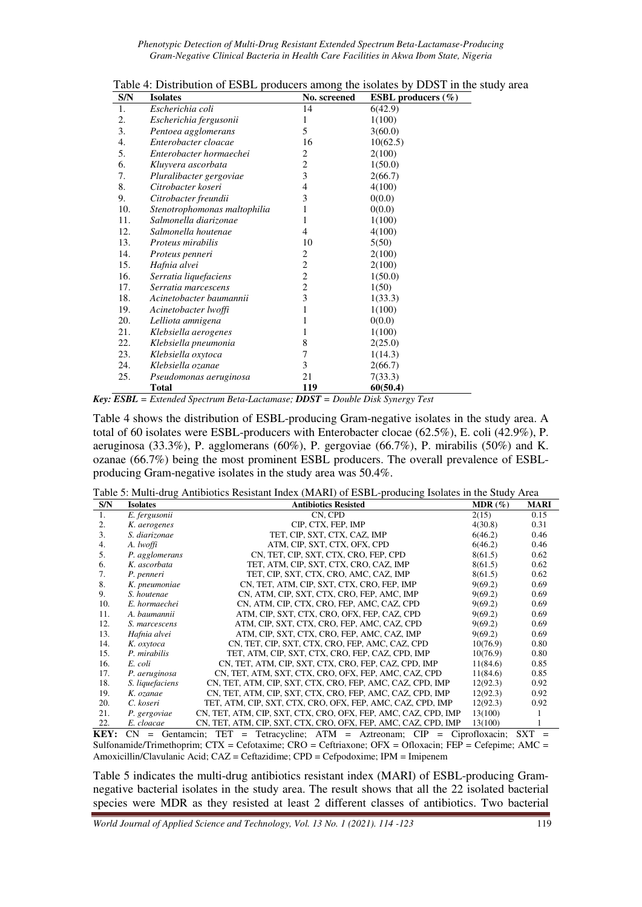Table 4: Distribution of ESBL producers among the isolates by DDST in the study area

| S/N | Isolates | No. screened | ESBL producers (%) |
|---|---|---|---|
| 1. | *Escherichia coli* | 14 | 6(42.9) |
| 2. | *Escherichia fergusonii* | 1 | 1(100) |
| 3. | *Pentoea agglomerans* | 5 | 3(60.0) |
| 4. | *Enterobacter cloacae* | 16 | 10(62.5) |
| 5. | *Enterobacter hormaechei* | 2 | 2(100) |
| 6. | *Kluyvera ascorbata* | 2 | 1(50.0) |
| 7. | *Pluralibacter gergoviae* | 3 | 2(66.7) |
| 8. | *Citrobacter koseri* | 4 | 4(100) |
| 9. | *Citrobacter freundii* | 3 | 0(0.0) |
| 10. | *Stenotrophomonas maltophilia* | 1 | 0(0.0) |
| 11. | *Salmonella diarizonae* | 1 | 1(100) |
| 12. | *Salmonella houtenae* | 4 | 4(100) |
| 13. | *Proteus mirabilis* | 10 | 5(50) |
| 14. | *Proteus penneri* | 2 | 2(100) |
| 15. | *Hafnia alvei* | 2 | 2(100) |
| 16. | *Serratia liquefaciens* | 2 | 1(50.0) |
| 17. | *Serratia marcescens* | 2 | 1(50) |
| 18. | *Acinetobacter baumannii* | 3 | 1(33.3) |
| 19. | *Acinetobacter lwoffi* | 1 | 1(100) |
| 20. | *Lelliota amnigena* | 1 | 0(0.0) |
| 21. | *Klebsiella aerogenes* | 1 | 1(100) |
| 22. | *Klebsiella pneumonia* | 8 | 2(25.0) |
| 23. | *Klebsiella oxytoca* | 7 | 1(14.3) |
| 24. | *Klebsiella ozanae* | 3 | 2(66.7) |
| 25. | *Pseudomonas aeruginosa* | 21 | 7(33.3) |
| | **Total** | **119** | **60(50.4)** |

***Key: ESBL** = Extended Spectrum Beta-Lactamase; **DDST** = Double Disk Synergy Test*

Table 4 shows the distribution of ESBL-producing Gram-negative isolates in the study area. A total of 60 isolates were ESBL-producers with Enterobacter clocae (62.5%), E. coli (42.9%), P. aeruginosa (33.3%), P. agglomerans (60%), P. gergoviae (66.7%), P. mirabilis (50%) and K. ozanae (66.7%) being the most prominent ESBL producers. The overall prevalence of ESBL-producing Gram-negative isolates in the study area was 50.4%.

Table 5: Multi-drug Antibiotics Resistant Index (MARI) of ESBL-producing Isolates in the Study Area

| S/N | Isolates | Antibiotics Resisted | MDR (%) | MARI |
|---|---|---|---|---|
| 1. | *E. fergusonii* | CN, CPD | 2(15) | 0.15 |
| 2. | *K. aerogenes* | CIP, CTX, FEP, IMP | 4(30.8) | 0.31 |
| 3. | *S. diarizonae* | TET, CIP, SXT, CTX, CAZ, IMP | 6(46.2) | 0.46 |
| 4. | *A. lwoffi* | ATM, CIP, SXT, CTX, OFX, CPD | 6(46.2) | 0.46 |
| 5. | *P. agglomerans* | CN, TET, CIP, SXT, CTX, CRO, FEP, CPD | 8(61.5) | 0.62 |
| 6. | *K. ascorbata* | TET, ATM, CIP, SXT, CTX, CRO, CAZ, IMP | 8(61.5) | 0.62 |
| 7. | *P. penneri* | TET, CIP, SXT, CTX, CRO, AMC, CAZ, IMP | 8(61.5) | 0.62 |
| 8. | *K. pneumoniae* | CN, TET, ATM, CIP, SXT, CTX, CRO, FEP, IMP | 9(69.2) | 0.69 |
| 9. | *S. houtenae* | CN, ATM, CIP, SXT, CTX, CRO, FEP, AMC, IMP | 9(69.2) | 0.69 |
| 10. | *E. hormaechei* | CN, ATM, CIP, CTX, CRO, FEP, AMC, CAZ, CPD | 9(69.2) | 0.69 |
| 11. | *A. baumannii* | ATM, CIP, SXT, CTX, CRO, OFX, FEP, CAZ, CPD | 9(69.2) | 0.69 |
| 12. | *S. marcescens* | ATM, CIP, SXT, CTX, CRO, FEP, AMC, CAZ, CPD | 9(69.2) | 0.69 |
| 13. | *Hafnia alvei* | ATM, CIP, SXT, CTX, CRO, FEP, AMC, CAZ, IMP | 9(69.2) | 0.69 |
| 14. | *K. oxytoca* | CN, TET, CIP, SXT, CTX, CRO, FEP, AMC, CAZ, CPD | 10(76.9) | 0.80 |
| 15. | *P. mirabilis* | TET, ATM, CIP, SXT, CTX, CRO, FEP, CAZ, CPD, IMP | 10(76.9) | 0.80 |
| 16. | *E. coli* | CN, TET, ATM, CIP, SXT, CTX, CRO, FEP, CAZ, CPD, IMP | 11(84.6) | 0.85 |
| 17. | *P. aeruginosa* | CN, TET, ATM, SXT, CTX, CRO, OFX, FEP, AMC, CAZ, CPD | 11(84.6) | 0.85 |
| 18. | *S. liquefaciens* | CN, TET, ATM, CIP, SXT, CTX, CRO, FEP, AMC, CAZ, CPD, IMP | 12(92.3) | 0.92 |
| 19. | *K. ozanae* | CN, TET, ATM, CIP, SXT, CTX, CRO, FEP, AMC, CAZ, CPD, IMP | 12(92.3) | 0.92 |
| 20. | *C. koseri* | TET, ATM, CIP, SXT, CTX, CRO, OFX, FEP, AMC, CAZ, CPD, IMP | 12(92.3) | 0.92 |
| 21. | *P. gergoviae* | CN, TET, ATM, CIP, SXT, CTX, CRO, OFX, FEP, AMC, CAZ, CPD, IMP | 13(100) | 1 |
| 22. | *E. cloacae* | CN, TET, ATM, CIP, SXT, CTX, CRO, OFX, FEP, AMC, CAZ, CPD, IMP | 13(100) | 1 |

**KEY:** CN = Gentamcin; TET = Tetracycline; ATM = Aztreonam; CIP = Ciprofloxacin; SXT = Sulfonamide/Trimethoprim; CTX = Cefotaxime; CRO = Ceftriaxone; OFX = Ofloxacin; FEP = Cefepime; AMC = Amoxicillin/Clavulanic Acid; CAZ = Ceftazidime; CPD = Cefpodoxime; IPM = Imipenem

Table 5 indicates the multi-drug antibiotics resistant index (MARI) of ESBL-producing Gram-negative bacterial isolates in the study area. The result shows that all the 22 isolated bacterial species were MDR as they resisted at least 2 different classes of antibiotics. Two bacterial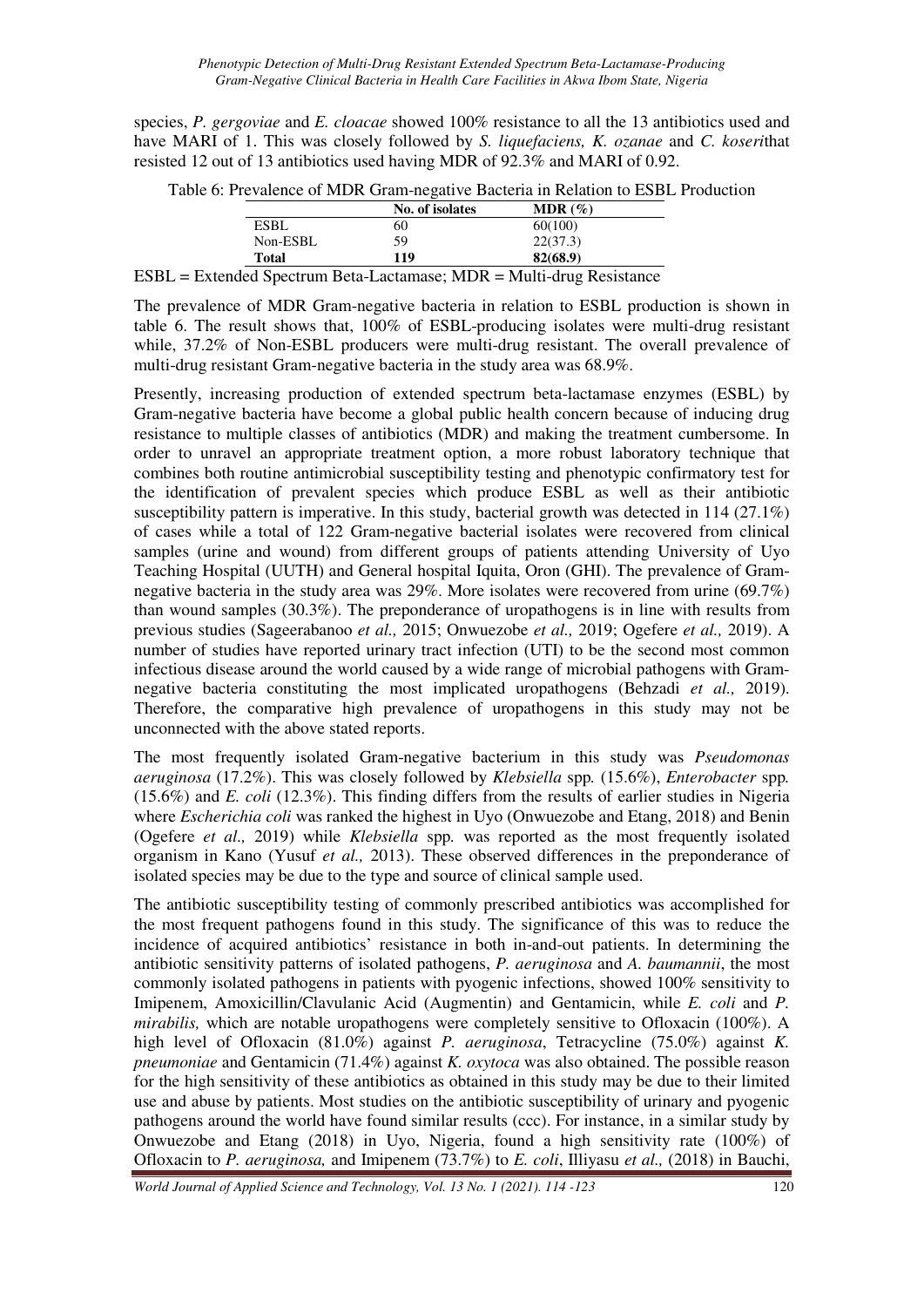species, *P. gergoviae* and *E. cloacae* showed 100% resistance to all the 13 antibiotics used and have MARI of 1. This was closely followed by *S. liquefaciens, K. ozanae* and *C. koseri*that resisted 12 out of 13 antibiotics used having MDR of 92.3% and MARI of 0.92.

Table 6: Prevalence of MDR Gram-negative Bacteria in Relation to ESBL Production

| | No. of isolates | MDR (%) |
|---|---|---|
| ESBL | 60 | 60(100) |
| Non-ESBL | 59 | 22(37.3) |
| **Total** | **119** | **82(68.9)** |

ESBL = Extended Spectrum Beta-Lactamase; MDR = Multi-drug Resistance

The prevalence of MDR Gram-negative bacteria in relation to ESBL production is shown in table 6. The result shows that, 100% of ESBL-producing isolates were multi-drug resistant while, 37.2% of Non-ESBL producers were multi-drug resistant. The overall prevalence of multi-drug resistant Gram-negative bacteria in the study area was 68.9%.

Presently, increasing production of extended spectrum beta-lactamase enzymes (ESBL) by Gram-negative bacteria have become a global public health concern because of inducing drug resistance to multiple classes of antibiotics (MDR) and making the treatment cumbersome. In order to unravel an appropriate treatment option, a more robust laboratory technique that combines both routine antimicrobial susceptibility testing and phenotypic confirmatory test for the identification of prevalent species which produce ESBL as well as their antibiotic susceptibility pattern is imperative. In this study, bacterial growth was detected in 114 (27.1%) of cases while a total of 122 Gram-negative bacterial isolates were recovered from clinical samples (urine and wound) from different groups of patients attending University of Uyo Teaching Hospital (UUTH) and General hospital Iquita, Oron (GHI). The prevalence of Gram-negative bacteria in the study area was 29%. More isolates were recovered from urine (69.7%) than wound samples (30.3%). The preponderance of uropathogens is in line with results from previous studies (Sageerabanoo *et al.,* 2015; Onwuezobe *et al.,* 2019; Ogefere *et al.,* 2019). A number of studies have reported urinary tract infection (UTI) to be the second most common infectious disease around the world caused by a wide range of microbial pathogens with Gram-negative bacteria constituting the most implicated uropathogens (Behzadi *et al.,* 2019). Therefore, the comparative high prevalence of uropathogens in this study may not be unconnected with the above stated reports.

The most frequently isolated Gram-negative bacterium in this study was *Pseudomonas aeruginosa* (17.2%). This was closely followed by *Klebsiella* spp. (15.6%), *Enterobacter* spp. (15.6%) and *E. coli* (12.3%). This finding differs from the results of earlier studies in Nigeria where *Escherichia coli* was ranked the highest in Uyo (Onwuezobe and Etang, 2018) and Benin (Ogefere *et al.,* 2019) while *Klebsiella* spp. was reported as the most frequently isolated organism in Kano (Yusuf *et al.,* 2013). These observed differences in the preponderance of isolated species may be due to the type and source of clinical sample used.

The antibiotic susceptibility testing of commonly prescribed antibiotics was accomplished for the most frequent pathogens found in this study. The significance of this was to reduce the incidence of acquired antibiotics' resistance in both in-and-out patients. In determining the antibiotic sensitivity patterns of isolated pathogens, *P. aeruginosa* and *A. baumannii*, the most commonly isolated pathogens in patients with pyogenic infections, showed 100% sensitivity to Imipenem, Amoxicillin/Clavulanic Acid (Augmentin) and Gentamicin, while *E. coli* and *P. mirabilis,* which are notable uropathogens were completely sensitive to Ofloxacin (100%). A high level of Ofloxacin (81.0%) against *P. aeruginosa*, Tetracycline (75.0%) against *K. pneumoniae* and Gentamicin (71.4%) against *K. oxytoca* was also obtained. The possible reason for the high sensitivity of these antibiotics as obtained in this study may be due to their limited use and abuse by patients. Most studies on the antibiotic susceptibility of urinary and pyogenic pathogens around the world have found similar results (ccc). For instance, in a similar study by Onwuezobe and Etang (2018) in Uyo, Nigeria, found a high sensitivity rate (100%) of Ofloxacin to *P. aeruginosa,* and Imipenem (73.7%) to *E. coli*, Illiyasu *et al.,* (2018) in Bauchi,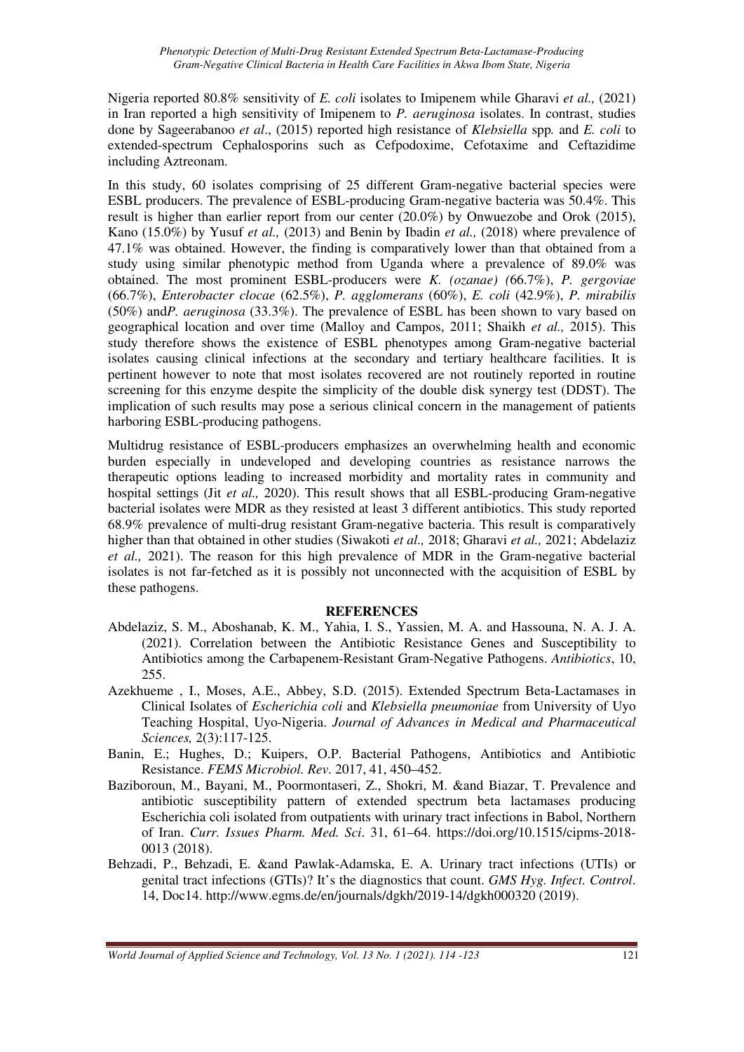Nigeria reported 80.8% sensitivity of *E. coli* isolates to Imipenem while Gharavi *et al.,* (2021) in Iran reported a high sensitivity of Imipenem to *P. aeruginosa* isolates. In contrast, studies done by Sageerabanoo *et al*., (2015) reported high resistance of *Klebsiella* spp*.* and *E. coli* to extended-spectrum Cephalosporins such as Cefpodoxime, Cefotaxime and Ceftazidime including Aztreonam.

In this study, 60 isolates comprising of 25 different Gram-negative bacterial species were ESBL producers. The prevalence of ESBL-producing Gram-negative bacteria was 50.4%. This result is higher than earlier report from our center (20.0%) by Onwuezobe and Orok (2015), Kano (15.0%) by Yusuf *et al.,* (2013) and Benin by Ibadin *et al.,* (2018) where prevalence of 47.1% was obtained. However, the finding is comparatively lower than that obtained from a study using similar phenotypic method from Uganda where a prevalence of 89.0% was obtained. The most prominent ESBL-producers were *K. (ozanae) (*66.7%), *P. gergoviae* (66.7%), *Enterobacter clocae* (62.5%), *P. agglomerans* (60%), *E. coli* (42.9%), *P. mirabilis* (50%) and*P. aeruginosa* (33.3%). The prevalence of ESBL has been shown to vary based on geographical location and over time (Malloy and Campos, 2011; Shaikh *et al.,* 2015). This study therefore shows the existence of ESBL phenotypes among Gram-negative bacterial isolates causing clinical infections at the secondary and tertiary healthcare facilities. It is pertinent however to note that most isolates recovered are not routinely reported in routine screening for this enzyme despite the simplicity of the double disk synergy test (DDST). The implication of such results may pose a serious clinical concern in the management of patients harboring ESBL-producing pathogens.

Multidrug resistance of ESBL-producers emphasizes an overwhelming health and economic burden especially in undeveloped and developing countries as resistance narrows the therapeutic options leading to increased morbidity and mortality rates in community and hospital settings (Jit *et al.,* 2020). This result shows that all ESBL-producing Gram-negative bacterial isolates were MDR as they resisted at least 3 different antibiotics. This study reported 68.9% prevalence of multi-drug resistant Gram-negative bacteria. This result is comparatively higher than that obtained in other studies (Siwakoti *et al.,* 2018; Gharavi *et al.,* 2021; Abdelaziz *et al.,* 2021). The reason for this high prevalence of MDR in the Gram-negative bacterial isolates is not far-fetched as it is possibly not unconnected with the acquisition of ESBL by these pathogens.

## REFERENCES

Abdelaziz, S. M., Aboshanab, K. M., Yahia, I. S., Yassien, M. A. and Hassouna, N. A. J. A. (2021). Correlation between the Antibiotic Resistance Genes and Susceptibility to Antibiotics among the Carbapenem-Resistant Gram-Negative Pathogens. *Antibiotics*, 10, 255.

Azekhueme , I., Moses, A.E., Abbey, S.D. (2015). Extended Spectrum Beta-Lactamases in Clinical Isolates of *Escherichia coli* and *Klebsiella pneumoniae* from University of Uyo Teaching Hospital, Uyo-Nigeria. *Journal of Advances in Medical and Pharmaceutical Sciences,* 2(3):117-125.

Banin, E.; Hughes, D.; Kuipers, O.P. Bacterial Pathogens, Antibiotics and Antibiotic Resistance. *FEMS Microbiol. Rev*. 2017, 41, 450–452.

Baziboroun, M., Bayani, M., Poormontaseri, Z., Shokri, M. &and Biazar, T. Prevalence and antibiotic susceptibility pattern of extended spectrum beta lactamases producing Escherichia coli isolated from outpatients with urinary tract infections in Babol, Northern of Iran. *Curr. Issues Pharm. Med. Sci*. 31, 61–64. https://doi.org/10.1515/cipms-2018-0013 (2018).

Behzadi, P., Behzadi, E. &and Pawlak-Adamska, E. A. Urinary tract infections (UTIs) or genital tract infections (GTIs)? It's the diagnostics that count. *GMS Hyg. Infect. Control*. 14, Doc14. http://www.egms.de/en/journals/dgkh/2019-14/dgkh000320 (2019).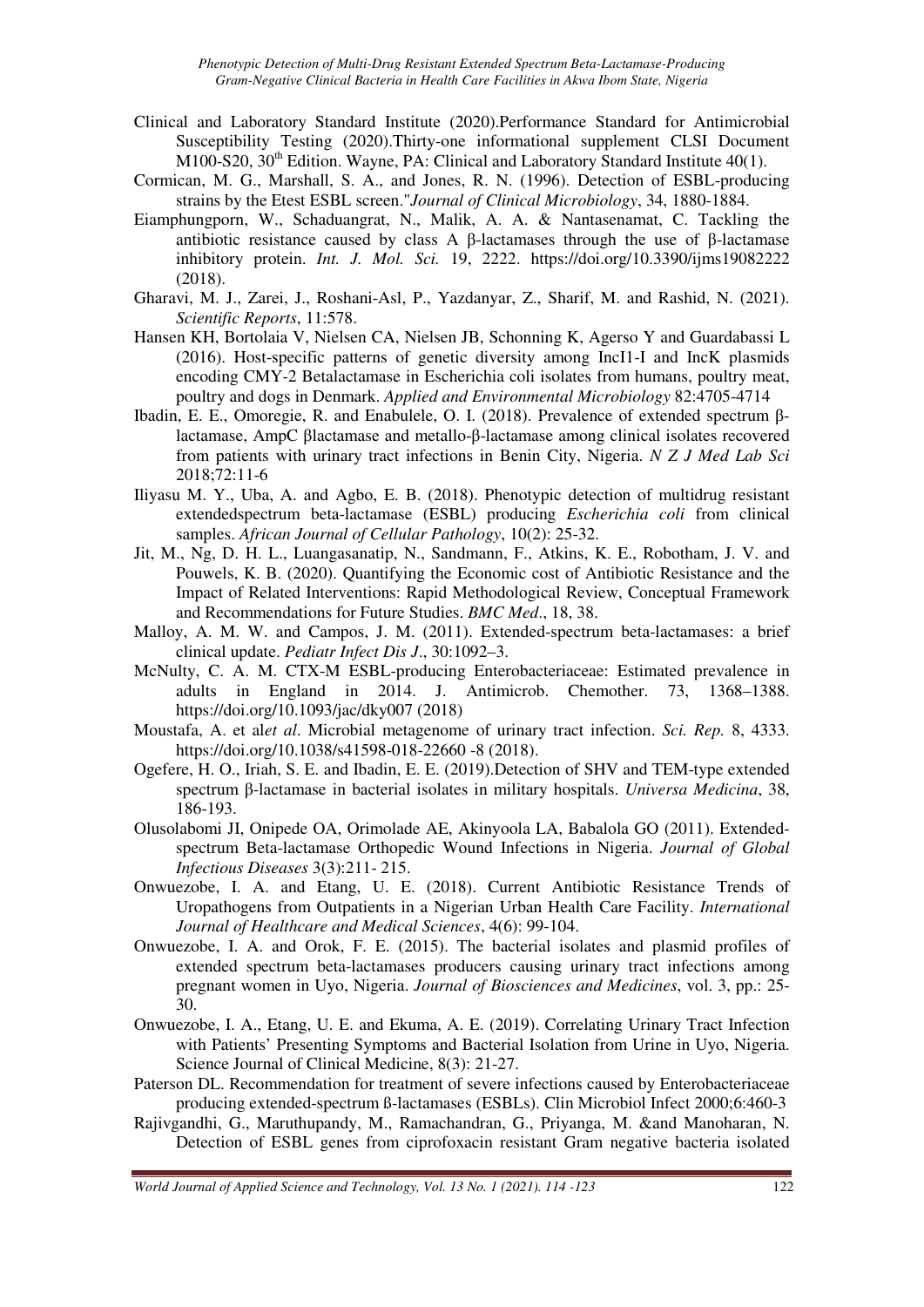Clinical and Laboratory Standard Institute (2020).Performance Standard for Antimicrobial Susceptibility Testing (2020).Thirty-one informational supplement CLSI Document M100-S20, 30th Edition. Wayne, PA: Clinical and Laboratory Standard Institute 40(1).

Cormican, M. G., Marshall, S. A., and Jones, R. N. (1996). Detection of ESBL-producing strains by the Etest ESBL screen."*Journal of Clinical Microbiology*, 34, 1880-1884.

Eiamphungporn, W., Schaduangrat, N., Malik, A. A. & Nantasenamat, C. Tackling the antibiotic resistance caused by class A β-lactamases through the use of β-lactamase inhibitory protein. *Int. J. Mol. Sci.* 19, 2222. https://doi.org/10.3390/ijms19082222 (2018).

Gharavi, M. J., Zarei, J., Roshani-Asl, P., Yazdanyar, Z., Sharif, M. and Rashid, N. (2021). *Scientific Reports*, 11:578.

Hansen KH, Bortolaia V, Nielsen CA, Nielsen JB, Schonning K, Agerso Y and Guardabassi L (2016). Host-specific patterns of genetic diversity among IncI1-I and IncK plasmids encoding CMY-2 Betalactamase in Escherichia coli isolates from humans, poultry meat, poultry and dogs in Denmark. *Applied and Environmental Microbiology* 82:4705-4714

Ibadin, E. E., Omoregie, R. and Enabulele, O. I. (2018). Prevalence of extended spectrum β-lactamase, AmpC βlactamase and metallo-β-lactamase among clinical isolates recovered from patients with urinary tract infections in Benin City, Nigeria. *N Z J Med Lab Sci* 2018;72:11-6

Iliyasu M. Y., Uba, A. and Agbo, E. B. (2018). Phenotypic detection of multidrug resistant extendedspectrum beta-lactamase (ESBL) producing *Escherichia coli* from clinical samples. *African Journal of Cellular Pathology*, 10(2): 25-32.

Jit, M., Ng, D. H. L., Luangasanatip, N., Sandmann, F., Atkins, K. E., Robotham, J. V. and Pouwels, K. B. (2020). Quantifying the Economic cost of Antibiotic Resistance and the Impact of Related Interventions: Rapid Methodological Review, Conceptual Framework and Recommendations for Future Studies. *BMC Med*., 18, 38.

Malloy, A. M. W. and Campos, J. M. (2011). Extended-spectrum beta-lactamases: a brief clinical update. *Pediatr Infect Dis J*., 30:1092–3.

McNulty, C. A. M. CTX-M ESBL-producing Enterobacteriaceae: Estimated prevalence in adults in England in 2014. J. Antimicrob. Chemother. 73, 1368–1388. https://doi.org/10.1093/jac/dky007 (2018)

Moustafa, A. et al*et al*. Microbial metagenome of urinary tract infection. *Sci. Rep.* 8, 4333. https://doi.org/10.1038/s41598-018-22660 -8 (2018).

Ogefere, H. O., Iriah, S. E. and Ibadin, E. E. (2019).Detection of SHV and TEM-type extended spectrum β-lactamase in bacterial isolates in military hospitals. *Universa Medicina*, 38, 186-193.

Olusolabomi JI, Onipede OA, Orimolade AE, Akinyoola LA, Babalola GO (2011). Extended-spectrum Beta-lactamase Orthopedic Wound Infections in Nigeria. *Journal of Global Infectious Diseases* 3(3):211- 215.

Onwuezobe, I. A. and Etang, U. E. (2018). Current Antibiotic Resistance Trends of Uropathogens from Outpatients in a Nigerian Urban Health Care Facility. *International Journal of Healthcare and Medical Sciences*, 4(6): 99-104.

Onwuezobe, I. A. and Orok, F. E. (2015). The bacterial isolates and plasmid profiles of extended spectrum beta-lactamases producers causing urinary tract infections among pregnant women in Uyo, Nigeria. *Journal of Biosciences and Medicines*, vol. 3, pp.: 25-30.

Onwuezobe, I. A., Etang, U. E. and Ekuma, A. E. (2019). Correlating Urinary Tract Infection with Patients' Presenting Symptoms and Bacterial Isolation from Urine in Uyo, Nigeria. Science Journal of Clinical Medicine, 8(3): 21-27.

Paterson DL. Recommendation for treatment of severe infections caused by Enterobacteriaceae producing extended-spectrum ß-lactamases (ESBLs). Clin Microbiol Infect 2000;6:460-3

Rajivgandhi, G., Maruthupandy, M., Ramachandran, G., Priyanga, M. &and Manoharan, N. Detection of ESBL genes from ciprofoxacin resistant Gram negative bacteria isolated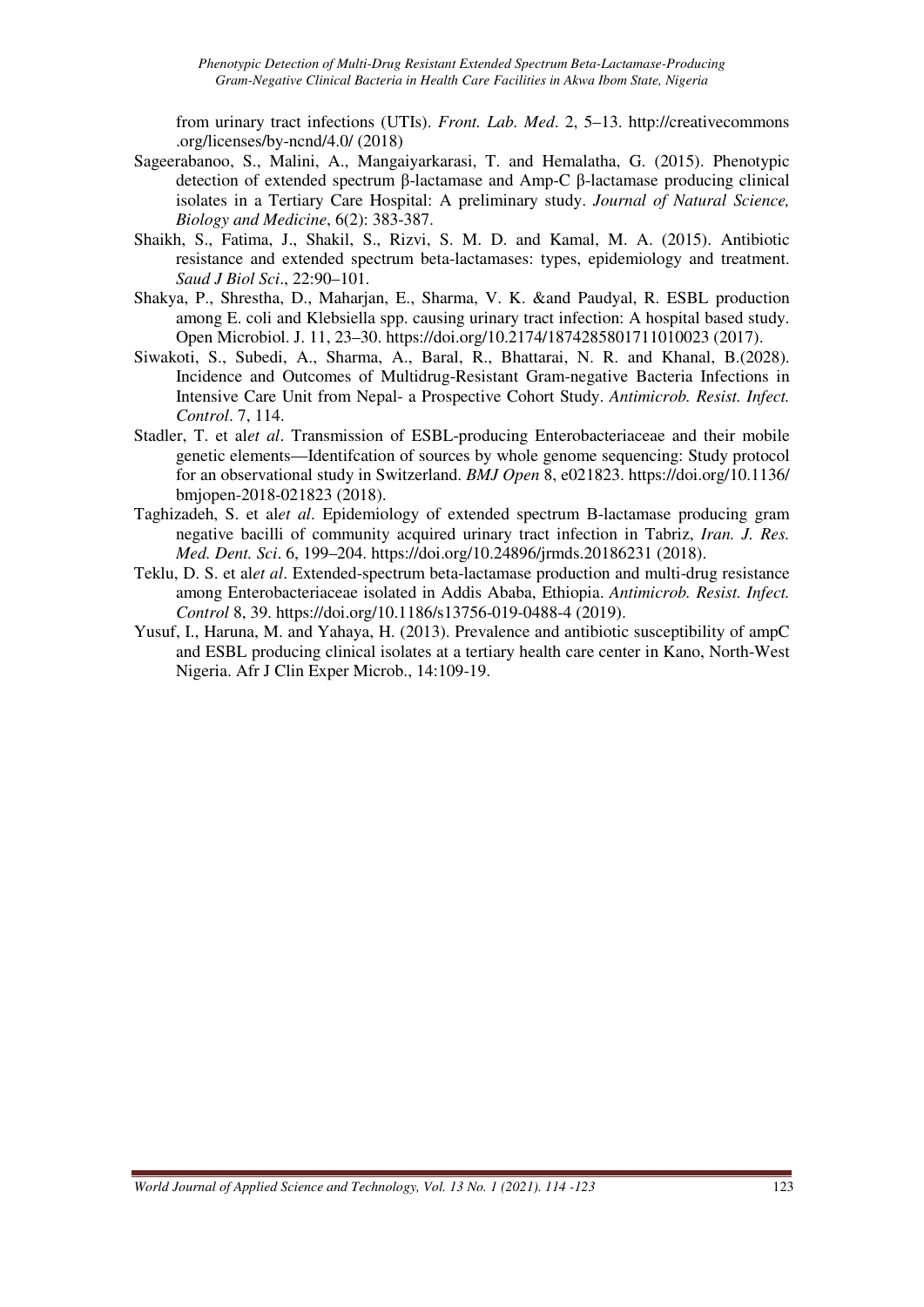from urinary tract infections (UTIs). *Front. Lab. Med*. 2, 5–13. http://creativecommons .org/licenses/by-ncnd/4.0/ (2018)

Sageerabanoo, S., Malini, A., Mangaiyarkarasi, T. and Hemalatha, G. (2015). Phenotypic detection of extended spectrum β-lactamase and Amp-C β-lactamase producing clinical isolates in a Tertiary Care Hospital: A preliminary study. *Journal of Natural Science, Biology and Medicine*, 6(2): 383-387.

Shaikh, S., Fatima, J., Shakil, S., Rizvi, S. M. D. and Kamal, M. A. (2015). Antibiotic resistance and extended spectrum beta-lactamases: types, epidemiology and treatment. *Saud J Biol Sci*., 22:90–101.

Shakya, P., Shrestha, D., Maharjan, E., Sharma, V. K. &and Paudyal, R. ESBL production among E. coli and Klebsiella spp. causing urinary tract infection: A hospital based study. Open Microbiol. J. 11, 23–30. https://doi.org/10.2174/1874285801711010023 (2017).

Siwakoti, S., Subedi, A., Sharma, A., Baral, R., Bhattarai, N. R. and Khanal, B.(2028). Incidence and Outcomes of Multidrug-Resistant Gram-negative Bacteria Infections in Intensive Care Unit from Nepal- a Prospective Cohort Study. *Antimicrob. Resist. Infect. Control*. 7, 114.

Stadler, T. et al*et al*. Transmission of ESBL-producing Enterobacteriaceae and their mobile genetic elements—Identifcation of sources by whole genome sequencing: Study protocol for an observational study in Switzerland. *BMJ Open* 8, e021823. https://doi.org/10.1136/ bmjopen-2018-021823 (2018).

Taghizadeh, S. et al*et al*. Epidemiology of extended spectrum B-lactamase producing gram negative bacilli of community acquired urinary tract infection in Tabriz, *Iran. J. Res. Med. Dent. Sci*. 6, 199–204. https://doi.org/10.24896/jrmds.20186231 (2018).

Teklu, D. S. et al*et al*. Extended-spectrum beta-lactamase production and multi-drug resistance among Enterobacteriaceae isolated in Addis Ababa, Ethiopia. *Antimicrob. Resist. Infect. Control* 8, 39. https://doi.org/10.1186/s13756-019-0488-4 (2019).

Yusuf, I., Haruna, M. and Yahaya, H. (2013). Prevalence and antibiotic susceptibility of ampC and ESBL producing clinical isolates at a tertiary health care center in Kano, North-West Nigeria. Afr J Clin Exper Microb., 14:109-19.